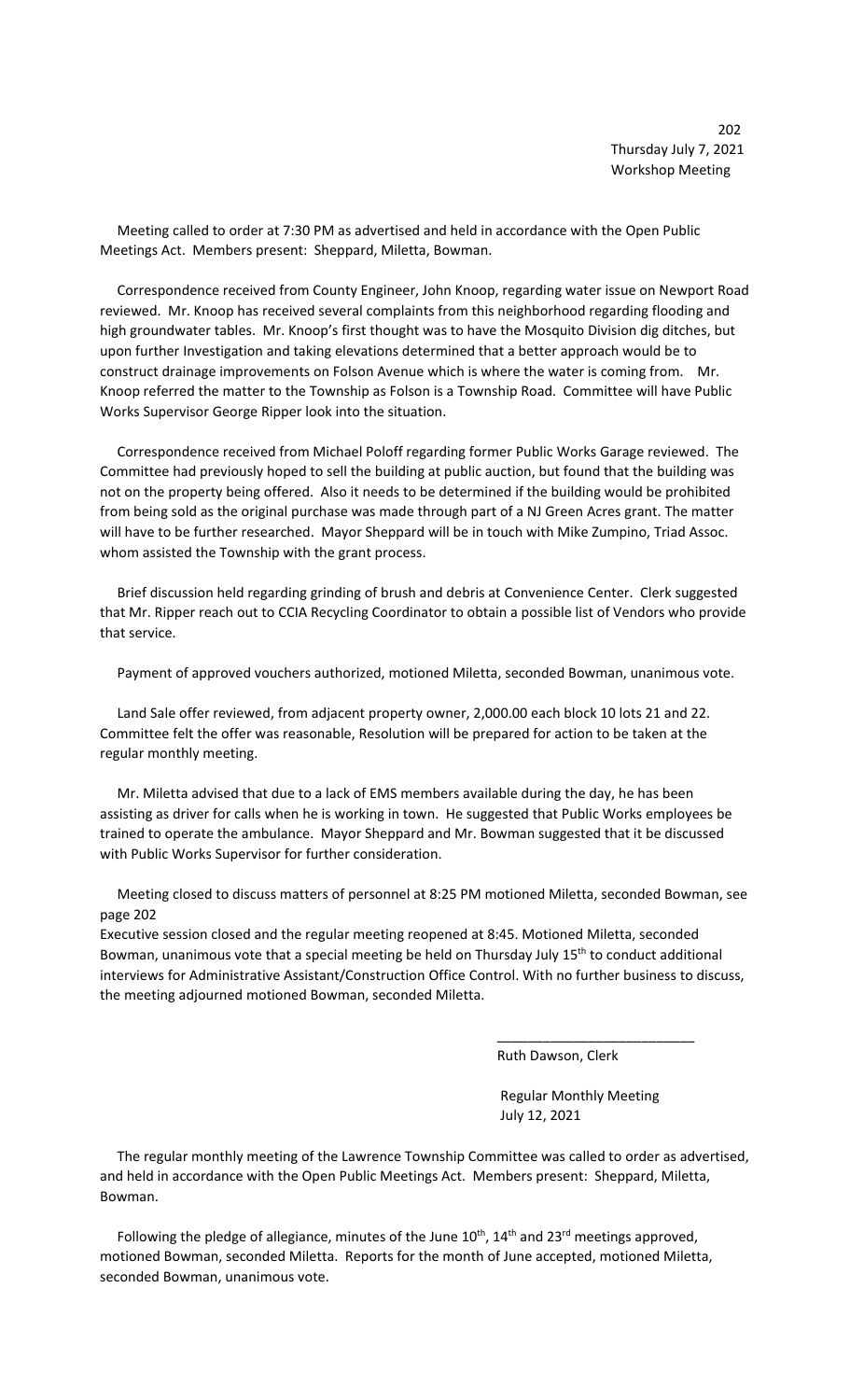Thursday July 7, 2021
Workshop Meeting

Meeting called to order at 7:30 PM as advertised and held in accordance with the Open Public Meetings Act. Members present: Sheppard, Miletta, Bowman.

Correspondence received from County Engineer, John Knoop, regarding water issue on Newport Road reviewed. Mr. Knoop has received several complaints from this neighborhood regarding flooding and high groundwater tables. Mr. Knoop's first thought was to have the Mosquito Division dig ditches, but upon further Investigation and taking elevations determined that a better approach would be to construct drainage improvements on Folson Avenue which is where the water is coming from. Mr. Knoop referred the matter to the Township as Folson is a Township Road. Committee will have Public Works Supervisor George Ripper look into the situation.

Correspondence received from Michael Poloff regarding former Public Works Garage reviewed. The Committee had previously hoped to sell the building at public auction, but found that the building was not on the property being offered. Also it needs to be determined if the building would be prohibited from being sold as the original purchase was made through part of a NJ Green Acres grant. The matter will have to be further researched. Mayor Sheppard will be in touch with Mike Zumpino, Triad Assoc. whom assisted the Township with the grant process.

Brief discussion held regarding grinding of brush and debris at Convenience Center. Clerk suggested that Mr. Ripper reach out to CCIA Recycling Coordinator to obtain a possible list of Vendors who provide that service.

Payment of approved vouchers authorized, motioned Miletta, seconded Bowman, unanimous vote.

Land Sale offer reviewed, from adjacent property owner, 2,000.00 each block 10 lots 21 and 22. Committee felt the offer was reasonable, Resolution will be prepared for action to be taken at the regular monthly meeting.

Mr. Miletta advised that due to a lack of EMS members available during the day, he has been assisting as driver for calls when he is working in town. He suggested that Public Works employees be trained to operate the ambulance. Mayor Sheppard and Mr. Bowman suggested that it be discussed with Public Works Supervisor for further consideration.

Meeting closed to discuss matters of personnel at 8:25 PM motioned Miletta, seconded Bowman, see page 202
Executive session closed and the regular meeting reopened at 8:45. Motioned Miletta, seconded Bowman, unanimous vote that a special meeting be held on Thursday July 15th to conduct additional interviews for Administrative Assistant/Construction Office Control. With no further business to discuss, the meeting adjourned motioned Bowman, seconded Miletta.

\_\_\_\_\_\_\_\_\_\_\_\_\_\_\_\_\_\_\_\_\_\_\_\_\_\_
Ruth Dawson, Clerk

Regular Monthly Meeting
July 12, 2021

The regular monthly meeting of the Lawrence Township Committee was called to order as advertised, and held in accordance with the Open Public Meetings Act. Members present: Sheppard, Miletta, Bowman.

Following the pledge of allegiance, minutes of the June 10th, 14th and 23rd meetings approved, motioned Bowman, seconded Miletta. Reports for the month of June accepted, motioned Miletta, seconded Bowman, unanimous vote.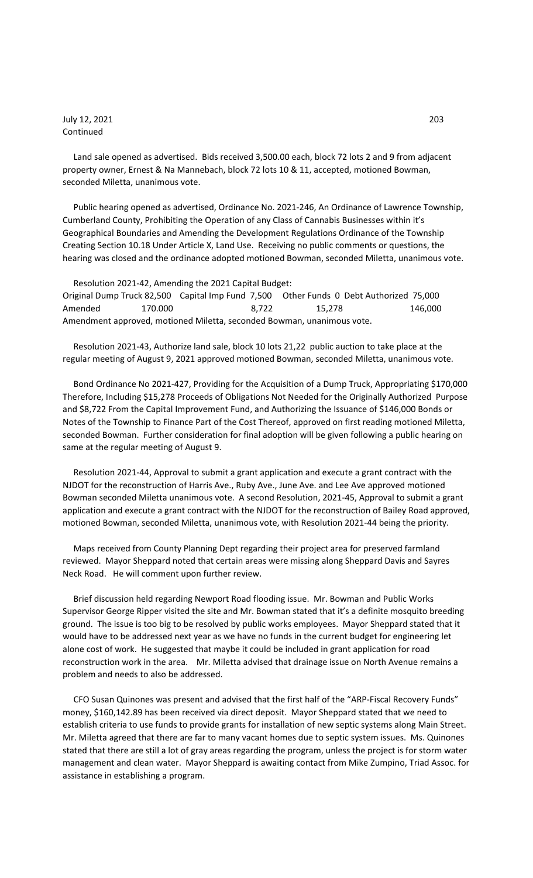July 12, 2021
Continued

Land sale opened as advertised. Bids received 3,500.00 each, block 72 lots 2 and 9 from adjacent property owner, Ernest & Na Mannebach, block 72 lots 10 & 11, accepted, motioned Bowman, seconded Miletta, unanimous vote.

Public hearing opened as advertised, Ordinance No. 2021-246, An Ordinance of Lawrence Township, Cumberland County, Prohibiting the Operation of any Class of Cannabis Businesses within it's Geographical Boundaries and Amending the Development Regulations Ordinance of the Township Creating Section 10.18 Under Article X, Land Use. Receiving no public comments or questions, the hearing was closed and the ordinance adopted motioned Bowman, seconded Miletta, unanimous vote.

Resolution 2021-42, Amending the 2021 Capital Budget:

| | Dump Truck | Capital Imp Fund | Other Funds | Debt Authorized |
|---|---|---|---|---|
| Original | 82,500 | 7,500 | 0 | 75,000 |
| Amended | 170.000 | 8,722 | 15,278 | 146,000 |

Amendment approved, motioned Miletta, seconded Bowman, unanimous vote.

Resolution 2021-43, Authorize land sale, block 10 lots 21,22 public auction to take place at the regular meeting of August 9, 2021 approved motioned Bowman, seconded Miletta, unanimous vote.

Bond Ordinance No 2021-427, Providing for the Acquisition of a Dump Truck, Appropriating $170,000 Therefore, Including $15,278 Proceeds of Obligations Not Needed for the Originally Authorized Purpose and $8,722 From the Capital Improvement Fund, and Authorizing the Issuance of $146,000 Bonds or Notes of the Township to Finance Part of the Cost Thereof, approved on first reading motioned Miletta, seconded Bowman. Further consideration for final adoption will be given following a public hearing on same at the regular meeting of August 9.

Resolution 2021-44, Approval to submit a grant application and execute a grant contract with the NJDOT for the reconstruction of Harris Ave., Ruby Ave., June Ave. and Lee Ave approved motioned Bowman seconded Miletta unanimous vote. A second Resolution, 2021-45, Approval to submit a grant application and execute a grant contract with the NJDOT for the reconstruction of Bailey Road approved, motioned Bowman, seconded Miletta, unanimous vote, with Resolution 2021-44 being the priority.

Maps received from County Planning Dept regarding their project area for preserved farmland reviewed. Mayor Sheppard noted that certain areas were missing along Sheppard Davis and Sayres Neck Road. He will comment upon further review.

Brief discussion held regarding Newport Road flooding issue. Mr. Bowman and Public Works Supervisor George Ripper visited the site and Mr. Bowman stated that it's a definite mosquito breeding ground. The issue is too big to be resolved by public works employees. Mayor Sheppard stated that it would have to be addressed next year as we have no funds in the current budget for engineering let alone cost of work. He suggested that maybe it could be included in grant application for road reconstruction work in the area. Mr. Miletta advised that drainage issue on North Avenue remains a problem and needs to also be addressed.

CFO Susan Quinones was present and advised that the first half of the "ARP-Fiscal Recovery Funds" money, $160,142.89 has been received via direct deposit. Mayor Sheppard stated that we need to establish criteria to use funds to provide grants for installation of new septic systems along Main Street. Mr. Miletta agreed that there are far to many vacant homes due to septic system issues. Ms. Quinones stated that there are still a lot of gray areas regarding the program, unless the project is for storm water management and clean water. Mayor Sheppard is awaiting contact from Mike Zumpino, Triad Assoc. for assistance in establishing a program.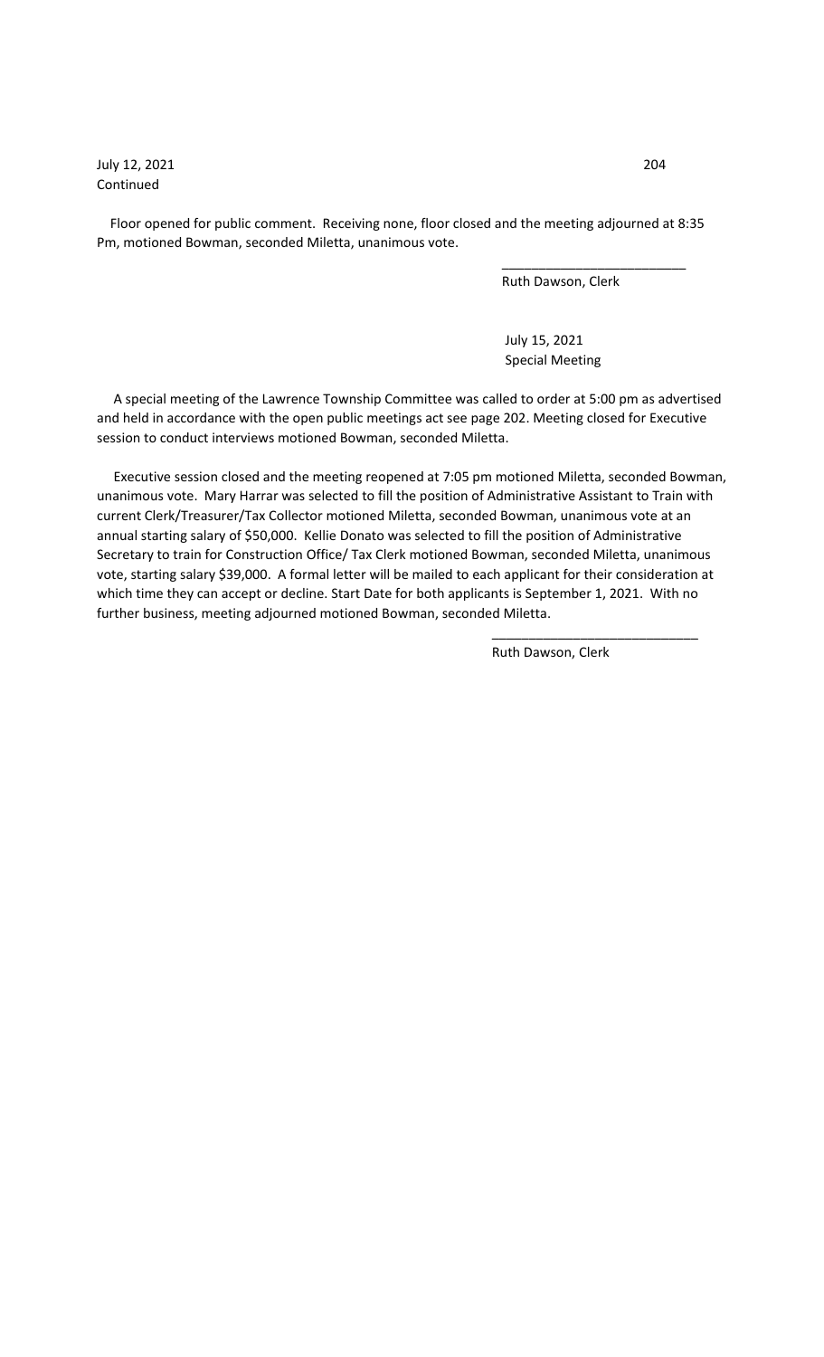July 12, 2021
Continued

Floor opened for public comment. Receiving none, floor closed and the meeting adjourned at 8:35 Pm, motioned Bowman, seconded Miletta, unanimous vote.

_________________________
Ruth Dawson, Clerk

July 15, 2021
Special Meeting

A special meeting of the Lawrence Township Committee was called to order at 5:00 pm as advertised and held in accordance with the open public meetings act see page 202. Meeting closed for Executive session to conduct interviews motioned Bowman, seconded Miletta.

Executive session closed and the meeting reopened at 7:05 pm motioned Miletta, seconded Bowman, unanimous vote. Mary Harrar was selected to fill the position of Administrative Assistant to Train with current Clerk/Treasurer/Tax Collector motioned Miletta, seconded Bowman, unanimous vote at an annual starting salary of $50,000. Kellie Donato was selected to fill the position of Administrative Secretary to train for Construction Office/ Tax Clerk motioned Bowman, seconded Miletta, unanimous vote, starting salary $39,000. A formal letter will be mailed to each applicant for their consideration at which time they can accept or decline. Start Date for both applicants is September 1, 2021. With no further business, meeting adjourned motioned Bowman, seconded Miletta.

_________________________
Ruth Dawson, Clerk